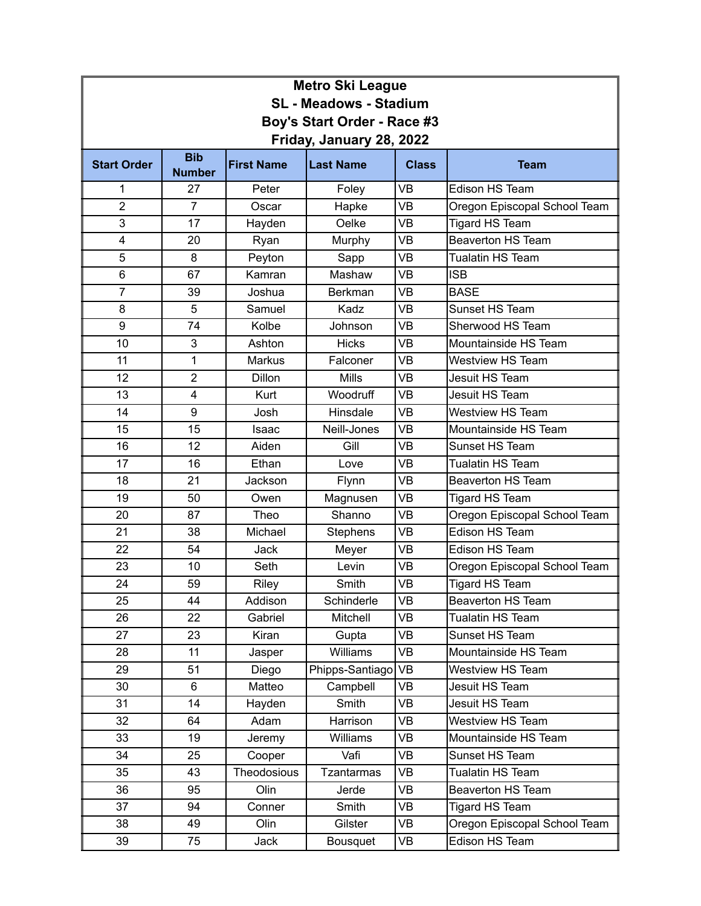# Metro Ski League
## SL - Meadows - Stadium
## Boy's Start Order - Race #3
## Friday, January 28, 2022

| Start Order | Bib Number | First Name | Last Name | Class | Team |
|---|---|---|---|---|---|
| 1 | 27 | Peter | Foley | VB | Edison HS Team |
| 2 | 7 | Oscar | Hapke | VB | Oregon Episcopal School Team |
| 3 | 17 | Hayden | Oelke | VB | Tigard HS Team |
| 4 | 20 | Ryan | Murphy | VB | Beaverton HS Team |
| 5 | 8 | Peyton | Sapp | VB | Tualatin HS Team |
| 6 | 67 | Kamran | Mashaw | VB | ISB |
| 7 | 39 | Joshua | Berkman | VB | BASE |
| 8 | 5 | Samuel | Kadz | VB | Sunset HS Team |
| 9 | 74 | Kolbe | Johnson | VB | Sherwood HS Team |
| 10 | 3 | Ashton | Hicks | VB | Mountainside HS Team |
| 11 | 1 | Markus | Falconer | VB | Westview HS Team |
| 12 | 2 | Dillon | Mills | VB | Jesuit HS Team |
| 13 | 4 | Kurt | Woodruff | VB | Jesuit HS Team |
| 14 | 9 | Josh | Hinsdale | VB | Westview HS Team |
| 15 | 15 | Isaac | Neill-Jones | VB | Mountainside HS Team |
| 16 | 12 | Aiden | Gill | VB | Sunset HS Team |
| 17 | 16 | Ethan | Love | VB | Tualatin HS Team |
| 18 | 21 | Jackson | Flynn | VB | Beaverton HS Team |
| 19 | 50 | Owen | Magnusen | VB | Tigard HS Team |
| 20 | 87 | Theo | Shanno | VB | Oregon Episcopal School Team |
| 21 | 38 | Michael | Stephens | VB | Edison HS Team |
| 22 | 54 | Jack | Meyer | VB | Edison HS Team |
| 23 | 10 | Seth | Levin | VB | Oregon Episcopal School Team |
| 24 | 59 | Riley | Smith | VB | Tigard HS Team |
| 25 | 44 | Addison | Schinderle | VB | Beaverton HS Team |
| 26 | 22 | Gabriel | Mitchell | VB | Tualatin HS Team |
| 27 | 23 | Kiran | Gupta | VB | Sunset HS Team |
| 28 | 11 | Jasper | Williams | VB | Mountainside HS Team |
| 29 | 51 | Diego | Phipps-Santiago | VB | Westview HS Team |
| 30 | 6 | Matteo | Campbell | VB | Jesuit HS Team |
| 31 | 14 | Hayden | Smith | VB | Jesuit HS Team |
| 32 | 64 | Adam | Harrison | VB | Westview HS Team |
| 33 | 19 | Jeremy | Williams | VB | Mountainside HS Team |
| 34 | 25 | Cooper | Vafi | VB | Sunset HS Team |
| 35 | 43 | Theodosious | Tzantarmas | VB | Tualatin HS Team |
| 36 | 95 | Olin | Jerde | VB | Beaverton HS Team |
| 37 | 94 | Conner | Smith | VB | Tigard HS Team |
| 38 | 49 | Olin | Gilster | VB | Oregon Episcopal School Team |
| 39 | 75 | Jack | Bousquet | VB | Edison HS Team |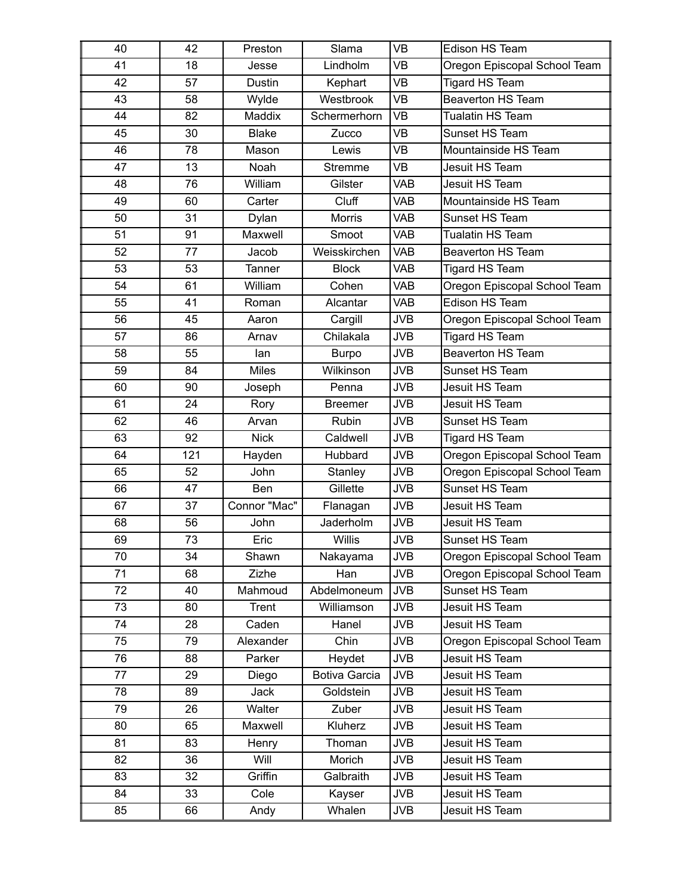| 40 | 42 | Preston | Slama | VB | Edison HS Team |
|---|---|---|---|---|---|
| 41 | 18 | Jesse | Lindholm | VB | Oregon Episcopal School Team |
| 42 | 57 | Dustin | Kephart | VB | Tigard HS Team |
| 43 | 58 | Wylde | Westbrook | VB | Beaverton HS Team |
| 44 | 82 | Maddix | Schermerhorn | VB | Tualatin HS Team |
| 45 | 30 | Blake | Zucco | VB | Sunset HS Team |
| 46 | 78 | Mason | Lewis | VB | Mountainside HS Team |
| 47 | 13 | Noah | Stremme | VB | Jesuit HS Team |
| 48 | 76 | William | Gilster | VAB | Jesuit HS Team |
| 49 | 60 | Carter | Cluff | VAB | Mountainside HS Team |
| 50 | 31 | Dylan | Morris | VAB | Sunset HS Team |
| 51 | 91 | Maxwell | Smoot | VAB | Tualatin HS Team |
| 52 | 77 | Jacob | Weisskirchen | VAB | Beaverton HS Team |
| 53 | 53 | Tanner | Block | VAB | Tigard HS Team |
| 54 | 61 | William | Cohen | VAB | Oregon Episcopal School Team |
| 55 | 41 | Roman | Alcantar | VAB | Edison HS Team |
| 56 | 45 | Aaron | Cargill | JVB | Oregon Episcopal School Team |
| 57 | 86 | Arnav | Chilakala | JVB | Tigard HS Team |
| 58 | 55 | Ian | Burpo | JVB | Beaverton HS Team |
| 59 | 84 | Miles | Wilkinson | JVB | Sunset HS Team |
| 60 | 90 | Joseph | Penna | JVB | Jesuit HS Team |
| 61 | 24 | Rory | Breemer | JVB | Jesuit HS Team |
| 62 | 46 | Arvan | Rubin | JVB | Sunset HS Team |
| 63 | 92 | Nick | Caldwell | JVB | Tigard HS Team |
| 64 | 121 | Hayden | Hubbard | JVB | Oregon Episcopal School Team |
| 65 | 52 | John | Stanley | JVB | Oregon Episcopal School Team |
| 66 | 47 | Ben | Gillette | JVB | Sunset HS Team |
| 67 | 37 | Connor "Mac" | Flanagan | JVB | Jesuit HS Team |
| 68 | 56 | John | Jaderholm | JVB | Jesuit HS Team |
| 69 | 73 | Eric | Willis | JVB | Sunset HS Team |
| 70 | 34 | Shawn | Nakayama | JVB | Oregon Episcopal School Team |
| 71 | 68 | Zizhe | Han | JVB | Oregon Episcopal School Team |
| 72 | 40 | Mahmoud | Abdelmoneum | JVB | Sunset HS Team |
| 73 | 80 | Trent | Williamson | JVB | Jesuit HS Team |
| 74 | 28 | Caden | Hanel | JVB | Jesuit HS Team |
| 75 | 79 | Alexander | Chin | JVB | Oregon Episcopal School Team |
| 76 | 88 | Parker | Heydet | JVB | Jesuit HS Team |
| 77 | 29 | Diego | Botiva Garcia | JVB | Jesuit HS Team |
| 78 | 89 | Jack | Goldstein | JVB | Jesuit HS Team |
| 79 | 26 | Walter | Zuber | JVB | Jesuit HS Team |
| 80 | 65 | Maxwell | Kluherz | JVB | Jesuit HS Team |
| 81 | 83 | Henry | Thoman | JVB | Jesuit HS Team |
| 82 | 36 | Will | Morich | JVB | Jesuit HS Team |
| 83 | 32 | Griffin | Galbraith | JVB | Jesuit HS Team |
| 84 | 33 | Cole | Kayser | JVB | Jesuit HS Team |
| 85 | 66 | Andy | Whalen | JVB | Jesuit HS Team |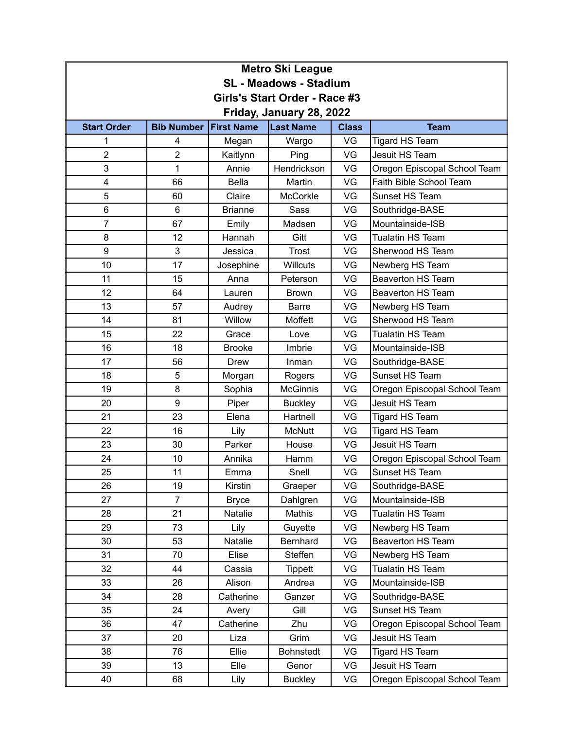# Metro Ski League

## SL - Meadows - Stadium

## Girls's Start Order - Race #3

## Friday, January 28, 2022

| Start Order | Bib Number | First Name | Last Name | Class | Team |
|---|---|---|---|---|---|
| 1 | 4 | Megan | Wargo | VG | Tigard HS Team |
| 2 | 2 | Kaitlynn | Ping | VG | Jesuit HS Team |
| 3 | 1 | Annie | Hendrickson | VG | Oregon Episcopal School Team |
| 4 | 66 | Bella | Martin | VG | Faith Bible School Team |
| 5 | 60 | Claire | McCorkle | VG | Sunset HS Team |
| 6 | 6 | Brianne | Sass | VG | Southridge-BASE |
| 7 | 67 | Emily | Madsen | VG | Mountainside-ISB |
| 8 | 12 | Hannah | Gitt | VG | Tualatin HS Team |
| 9 | 3 | Jessica | Trost | VG | Sherwood HS Team |
| 10 | 17 | Josephine | Willcuts | VG | Newberg HS Team |
| 11 | 15 | Anna | Peterson | VG | Beaverton HS Team |
| 12 | 64 | Lauren | Brown | VG | Beaverton HS Team |
| 13 | 57 | Audrey | Barre | VG | Newberg HS Team |
| 14 | 81 | Willow | Moffett | VG | Sherwood HS Team |
| 15 | 22 | Grace | Love | VG | Tualatin HS Team |
| 16 | 18 | Brooke | Imbrie | VG | Mountainside-ISB |
| 17 | 56 | Drew | Inman | VG | Southridge-BASE |
| 18 | 5 | Morgan | Rogers | VG | Sunset HS Team |
| 19 | 8 | Sophia | McGinnis | VG | Oregon Episcopal School Team |
| 20 | 9 | Piper | Buckley | VG | Jesuit HS Team |
| 21 | 23 | Elena | Hartnell | VG | Tigard HS Team |
| 22 | 16 | Lily | McNutt | VG | Tigard HS Team |
| 23 | 30 | Parker | House | VG | Jesuit HS Team |
| 24 | 10 | Annika | Hamm | VG | Oregon Episcopal School Team |
| 25 | 11 | Emma | Snell | VG | Sunset HS Team |
| 26 | 19 | Kirstin | Graeper | VG | Southridge-BASE |
| 27 | 7 | Bryce | Dahlgren | VG | Mountainside-ISB |
| 28 | 21 | Natalie | Mathis | VG | Tualatin HS Team |
| 29 | 73 | Lily | Guyette | VG | Newberg HS Team |
| 30 | 53 | Natalie | Bernhard | VG | Beaverton HS Team |
| 31 | 70 | Elise | Steffen | VG | Newberg HS Team |
| 32 | 44 | Cassia | Tippett | VG | Tualatin HS Team |
| 33 | 26 | Alison | Andrea | VG | Mountainside-ISB |
| 34 | 28 | Catherine | Ganzer | VG | Southridge-BASE |
| 35 | 24 | Avery | Gill | VG | Sunset HS Team |
| 36 | 47 | Catherine | Zhu | VG | Oregon Episcopal School Team |
| 37 | 20 | Liza | Grim | VG | Jesuit HS Team |
| 38 | 76 | Ellie | Bohnstedt | VG | Tigard HS Team |
| 39 | 13 | Elle | Genor | VG | Jesuit HS Team |
| 40 | 68 | Lily | Buckley | VG | Oregon Episcopal School Team |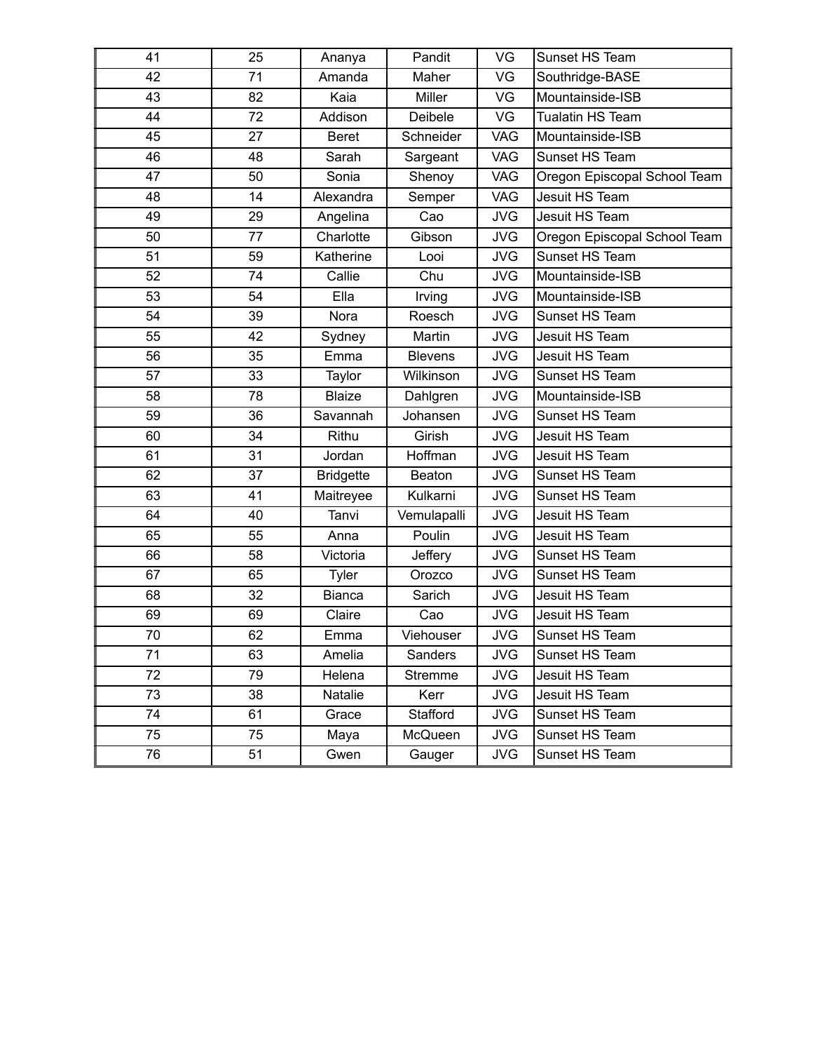| | | | | | |
|---|---|---|---|---|---|
| 41 | 25 | Ananya | Pandit | VG | Sunset HS Team |
| 42 | 71 | Amanda | Maher | VG | Southridge-BASE |
| 43 | 82 | Kaia | Miller | VG | Mountainside-ISB |
| 44 | 72 | Addison | Deibele | VG | Tualatin HS Team |
| 45 | 27 | Beret | Schneider | VAG | Mountainside-ISB |
| 46 | 48 | Sarah | Sargeant | VAG | Sunset HS Team |
| 47 | 50 | Sonia | Shenoy | VAG | Oregon Episcopal School Team |
| 48 | 14 | Alexandra | Semper | VAG | Jesuit HS Team |
| 49 | 29 | Angelina | Cao | JVG | Jesuit HS Team |
| 50 | 77 | Charlotte | Gibson | JVG | Oregon Episcopal School Team |
| 51 | 59 | Katherine | Looi | JVG | Sunset HS Team |
| 52 | 74 | Callie | Chu | JVG | Mountainside-ISB |
| 53 | 54 | Ella | Irving | JVG | Mountainside-ISB |
| 54 | 39 | Nora | Roesch | JVG | Sunset HS Team |
| 55 | 42 | Sydney | Martin | JVG | Jesuit HS Team |
| 56 | 35 | Emma | Blevens | JVG | Jesuit HS Team |
| 57 | 33 | Taylor | Wilkinson | JVG | Sunset HS Team |
| 58 | 78 | Blaize | Dahlgren | JVG | Mountainside-ISB |
| 59 | 36 | Savannah | Johansen | JVG | Sunset HS Team |
| 60 | 34 | Rithu | Girish | JVG | Jesuit HS Team |
| 61 | 31 | Jordan | Hoffman | JVG | Jesuit HS Team |
| 62 | 37 | Bridgette | Beaton | JVG | Sunset HS Team |
| 63 | 41 | Maitreyee | Kulkarni | JVG | Sunset HS Team |
| 64 | 40 | Tanvi | Vemulapalli | JVG | Jesuit HS Team |
| 65 | 55 | Anna | Poulin | JVG | Jesuit HS Team |
| 66 | 58 | Victoria | Jeffery | JVG | Sunset HS Team |
| 67 | 65 | Tyler | Orozco | JVG | Sunset HS Team |
| 68 | 32 | Bianca | Sarich | JVG | Jesuit HS Team |
| 69 | 69 | Claire | Cao | JVG | Jesuit HS Team |
| 70 | 62 | Emma | Viehouser | JVG | Sunset HS Team |
| 71 | 63 | Amelia | Sanders | JVG | Sunset HS Team |
| 72 | 79 | Helena | Stremme | JVG | Jesuit HS Team |
| 73 | 38 | Natalie | Kerr | JVG | Jesuit HS Team |
| 74 | 61 | Grace | Stafford | JVG | Sunset HS Team |
| 75 | 75 | Maya | McQueen | JVG | Sunset HS Team |
| 76 | 51 | Gwen | Gauger | JVG | Sunset HS Team |